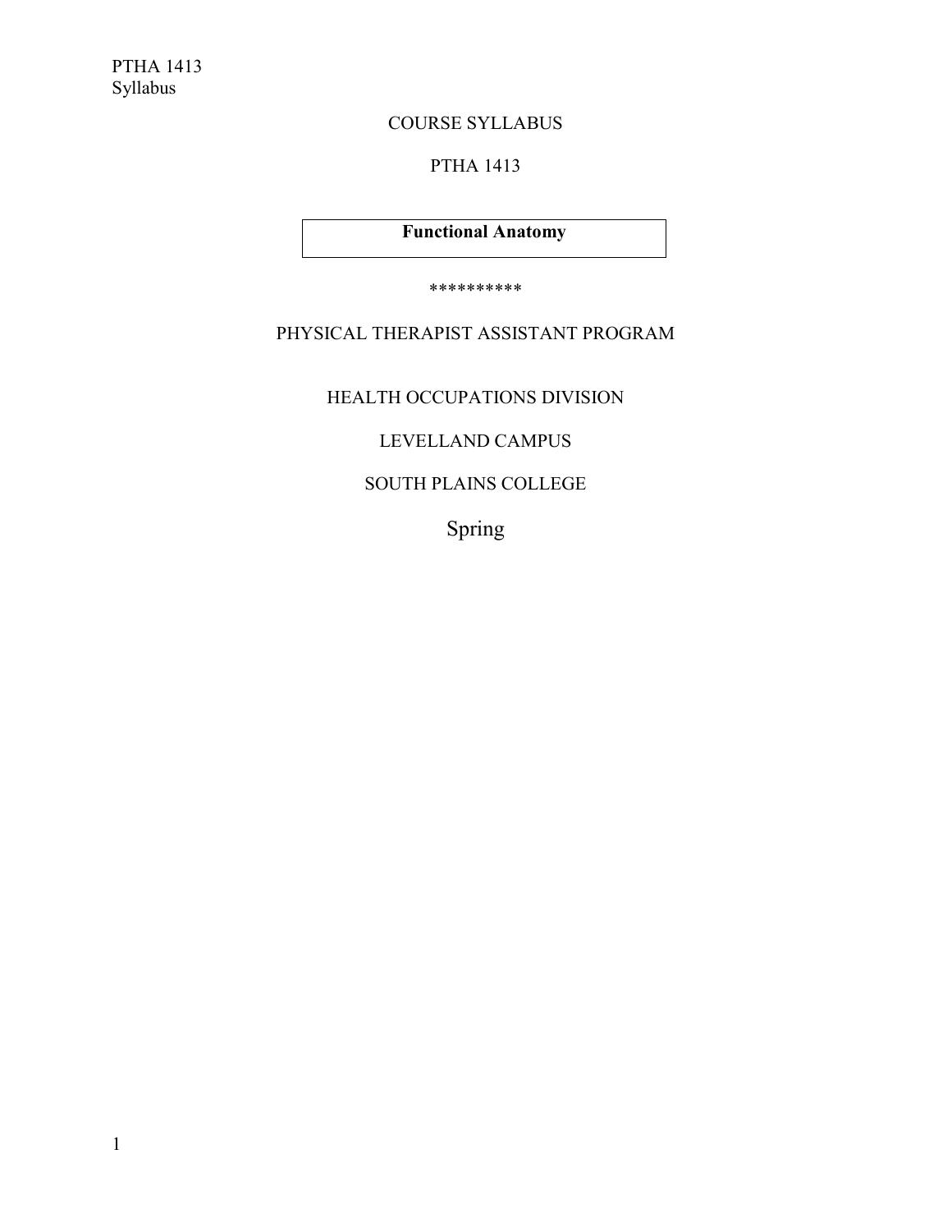COURSE SYLLABUS

PTHA 1413

**Functional Anatomy**

**********

PHYSICAL THERAPIST ASSISTANT PROGRAM

HEALTH OCCUPATIONS DIVISION

LEVELLAND CAMPUS

SOUTH PLAINS COLLEGE

Spring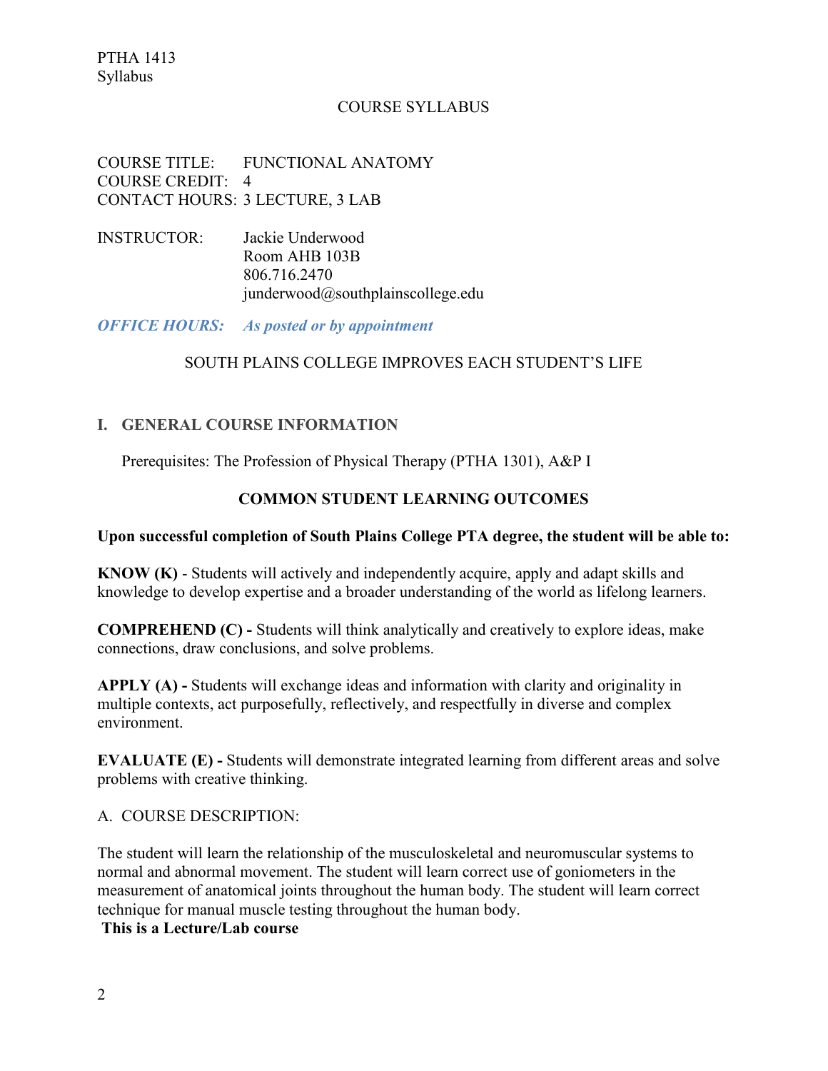COURSE SYLLABUS

COURSE TITLE: FUNCTIONAL ANATOMY
COURSE CREDIT: 4
CONTACT HOURS: 3 LECTURE, 3 LAB

INSTRUCTOR: Jackie Underwood
Room AHB 103B
806.716.2470
junderwood@southplainscollege.edu

***OFFICE HOURS: As posted or by appointment***

SOUTH PLAINS COLLEGE IMPROVES EACH STUDENT'S LIFE

## I. GENERAL COURSE INFORMATION

Prerequisites: The Profession of Physical Therapy (PTHA 1301), A&P I

### COMMON STUDENT LEARNING OUTCOMES

**Upon successful completion of South Plains College PTA degree, the student will be able to:**

**KNOW (K)** - Students will actively and independently acquire, apply and adapt skills and knowledge to develop expertise and a broader understanding of the world as lifelong learners.

**COMPREHEND (C) -** Students will think analytically and creatively to explore ideas, make connections, draw conclusions, and solve problems.

**APPLY (A) -** Students will exchange ideas and information with clarity and originality in multiple contexts, act purposefully, reflectively, and respectfully in diverse and complex environment.

**EVALUATE (E) -** Students will demonstrate integrated learning from different areas and solve problems with creative thinking.

A. COURSE DESCRIPTION:

The student will learn the relationship of the musculoskeletal and neuromuscular systems to normal and abnormal movement. The student will learn correct use of goniometers in the measurement of anatomical joints throughout the human body. The student will learn correct technique for manual muscle testing throughout the human body.
**This is a Lecture/Lab course**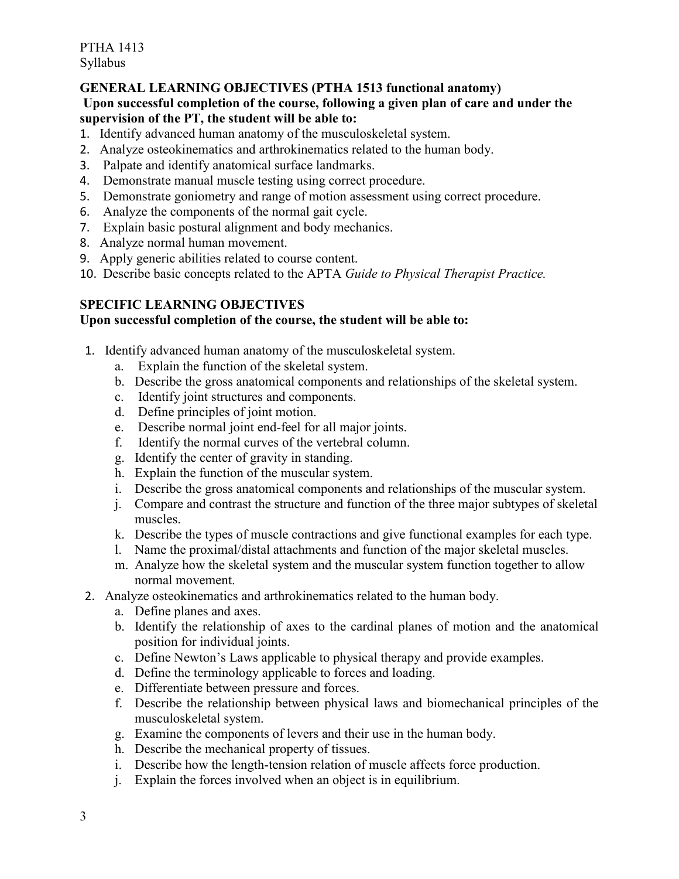## GENERAL LEARNING OBJECTIVES (PTHA 1513 functional anatomy)

**Upon successful completion of the course, following a given plan of care and under the supervision of the PT, the student will be able to:**

1. Identify advanced human anatomy of the musculoskeletal system.
2. Analyze osteokinematics and arthrokinematics related to the human body.
3. Palpate and identify anatomical surface landmarks.
4. Demonstrate manual muscle testing using correct procedure.
5. Demonstrate goniometry and range of motion assessment using correct procedure.
6. Analyze the components of the normal gait cycle.
7. Explain basic postural alignment and body mechanics.
8. Analyze normal human movement.
9. Apply generic abilities related to course content.
10. Describe basic concepts related to the APTA *Guide to Physical Therapist Practice.*

## SPECIFIC LEARNING OBJECTIVES

**Upon successful completion of the course, the student will be able to:**

1. Identify advanced human anatomy of the musculoskeletal system.
   a. Explain the function of the skeletal system.
   b. Describe the gross anatomical components and relationships of the skeletal system.
   c. Identify joint structures and components.
   d. Define principles of joint motion.
   e. Describe normal joint end-feel for all major joints.
   f. Identify the normal curves of the vertebral column.
   g. Identify the center of gravity in standing.
   h. Explain the function of the muscular system.
   i. Describe the gross anatomical components and relationships of the muscular system.
   j. Compare and contrast the structure and function of the three major subtypes of skeletal muscles.
   k. Describe the types of muscle contractions and give functional examples for each type.
   l. Name the proximal/distal attachments and function of the major skeletal muscles.
   m. Analyze how the skeletal system and the muscular system function together to allow normal movement.
2. Analyze osteokinematics and arthrokinematics related to the human body.
   a. Define planes and axes.
   b. Identify the relationship of axes to the cardinal planes of motion and the anatomical position for individual joints.
   c. Define Newton's Laws applicable to physical therapy and provide examples.
   d. Define the terminology applicable to forces and loading.
   e. Differentiate between pressure and forces.
   f. Describe the relationship between physical laws and biomechanical principles of the musculoskeletal system.
   g. Examine the components of levers and their use in the human body.
   h. Describe the mechanical property of tissues.
   i. Describe how the length-tension relation of muscle affects force production.
   j. Explain the forces involved when an object is in equilibrium.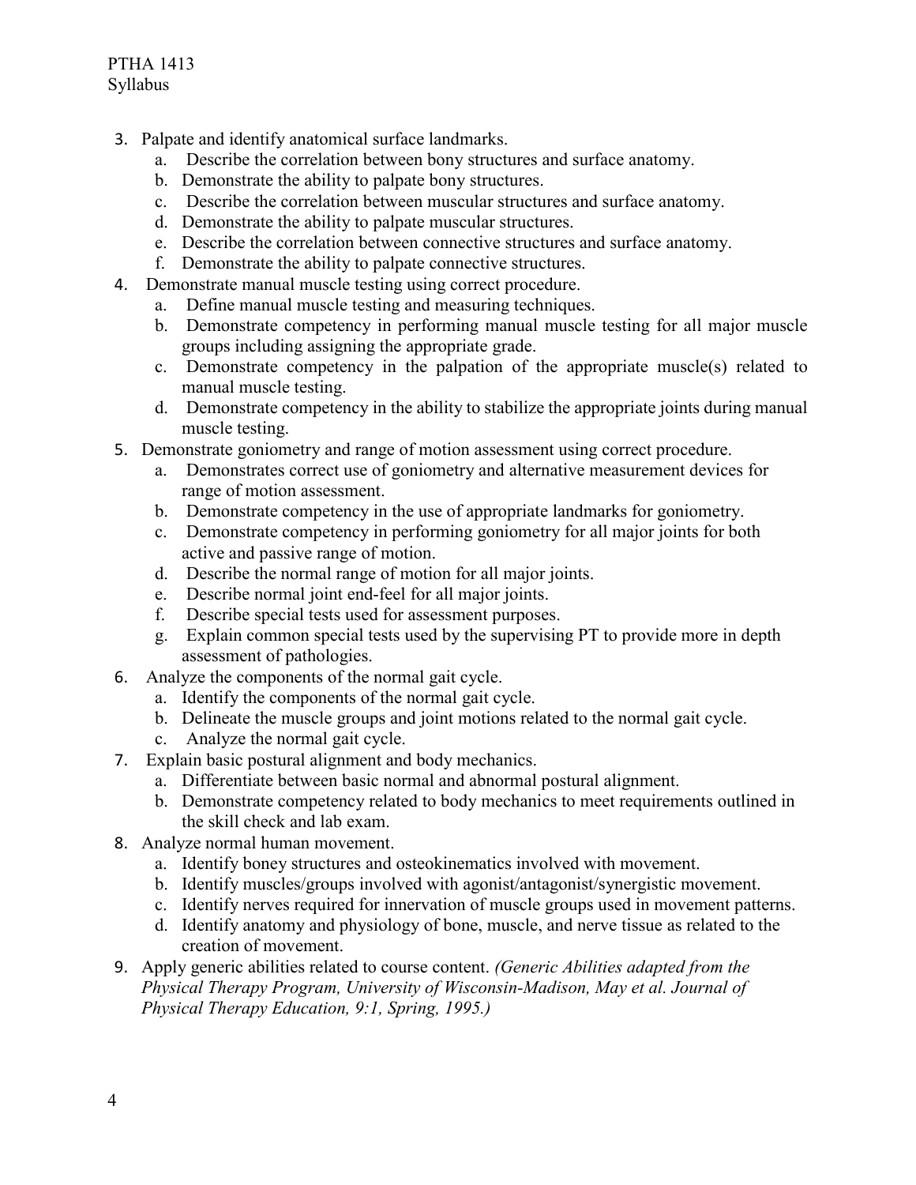3. Palpate and identify anatomical surface landmarks.
    a. Describe the correlation between bony structures and surface anatomy.
    b. Demonstrate the ability to palpate bony structures.
    c. Describe the correlation between muscular structures and surface anatomy.
    d. Demonstrate the ability to palpate muscular structures.
    e. Describe the correlation between connective structures and surface anatomy.
    f. Demonstrate the ability to palpate connective structures.
4. Demonstrate manual muscle testing using correct procedure.
    a. Define manual muscle testing and measuring techniques.
    b. Demonstrate competency in performing manual muscle testing for all major muscle groups including assigning the appropriate grade.
    c. Demonstrate competency in the palpation of the appropriate muscle(s) related to manual muscle testing.
    d. Demonstrate competency in the ability to stabilize the appropriate joints during manual muscle testing.
5. Demonstrate goniometry and range of motion assessment using correct procedure.
    a. Demonstrates correct use of goniometry and alternative measurement devices for range of motion assessment.
    b. Demonstrate competency in the use of appropriate landmarks for goniometry.
    c. Demonstrate competency in performing goniometry for all major joints for both active and passive range of motion.
    d. Describe the normal range of motion for all major joints.
    e. Describe normal joint end-feel for all major joints.
    f. Describe special tests used for assessment purposes.
    g. Explain common special tests used by the supervising PT to provide more in depth assessment of pathologies.
6. Analyze the components of the normal gait cycle.
    a. Identify the components of the normal gait cycle.
    b. Delineate the muscle groups and joint motions related to the normal gait cycle.
    c. Analyze the normal gait cycle.
7. Explain basic postural alignment and body mechanics.
    a. Differentiate between basic normal and abnormal postural alignment.
    b. Demonstrate competency related to body mechanics to meet requirements outlined in the skill check and lab exam.
8. Analyze normal human movement.
    a. Identify boney structures and osteokinematics involved with movement.
    b. Identify muscles/groups involved with agonist/antagonist/synergistic movement.
    c. Identify nerves required for innervation of muscle groups used in movement patterns.
    d. Identify anatomy and physiology of bone, muscle, and nerve tissue as related to the creation of movement.
9. Apply generic abilities related to course content. *(Generic Abilities adapted from the Physical Therapy Program, University of Wisconsin-Madison, May et al. Journal of Physical Therapy Education, 9:1, Spring, 1995.)*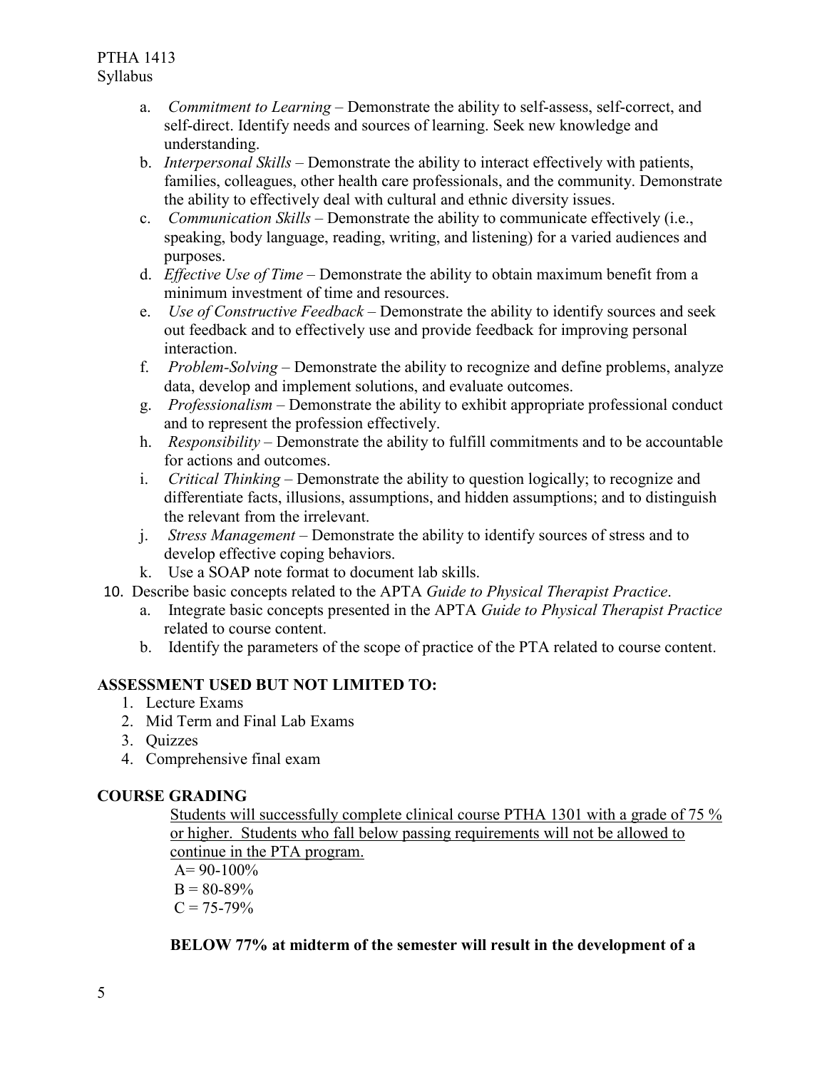a. *Commitment to Learning* – Demonstrate the ability to self-assess, self-correct, and self-direct. Identify needs and sources of learning. Seek new knowledge and understanding.
   b. *Interpersonal Skills* – Demonstrate the ability to interact effectively with patients, families, colleagues, other health care professionals, and the community. Demonstrate the ability to effectively deal with cultural and ethnic diversity issues.
   c. *Communication Skills* – Demonstrate the ability to communicate effectively (i.e., speaking, body language, reading, writing, and listening) for a varied audiences and purposes.
   d. *Effective Use of Time* – Demonstrate the ability to obtain maximum benefit from a minimum investment of time and resources.
   e. *Use of Constructive Feedback* – Demonstrate the ability to identify sources and seek out feedback and to effectively use and provide feedback for improving personal interaction.
   f. *Problem-Solving* – Demonstrate the ability to recognize and define problems, analyze data, develop and implement solutions, and evaluate outcomes.
   g. *Professionalism* – Demonstrate the ability to exhibit appropriate professional conduct and to represent the profession effectively.
   h. *Responsibility* – Demonstrate the ability to fulfill commitments and to be accountable for actions and outcomes.
   i. *Critical Thinking* – Demonstrate the ability to question logically; to recognize and differentiate facts, illusions, assumptions, and hidden assumptions; and to distinguish the relevant from the irrelevant.
   j. *Stress Management* – Demonstrate the ability to identify sources of stress and to develop effective coping behaviors.
   k. Use a SOAP note format to document lab skills.

10. Describe basic concepts related to the APTA *Guide to Physical Therapist Practice*.
    a. Integrate basic concepts presented in the APTA *Guide to Physical Therapist Practice* related to course content.
    b. Identify the parameters of the scope of practice of the PTA related to course content.

**ASSESSMENT USED BUT NOT LIMITED TO:**

1. Lecture Exams
2. Mid Term and Final Lab Exams
3. Quizzes
4. Comprehensive final exam

**COURSE GRADING**

<u>Students will successfully complete clinical course PTHA 1301 with a grade of 75 % or higher. Students who fall below passing requirements will not be allowed to continue in the PTA program.</u>

A= 90-100%
B = 80-89%
C = 75-79%

**BELOW 77% at midterm of the semester will result in the development of a**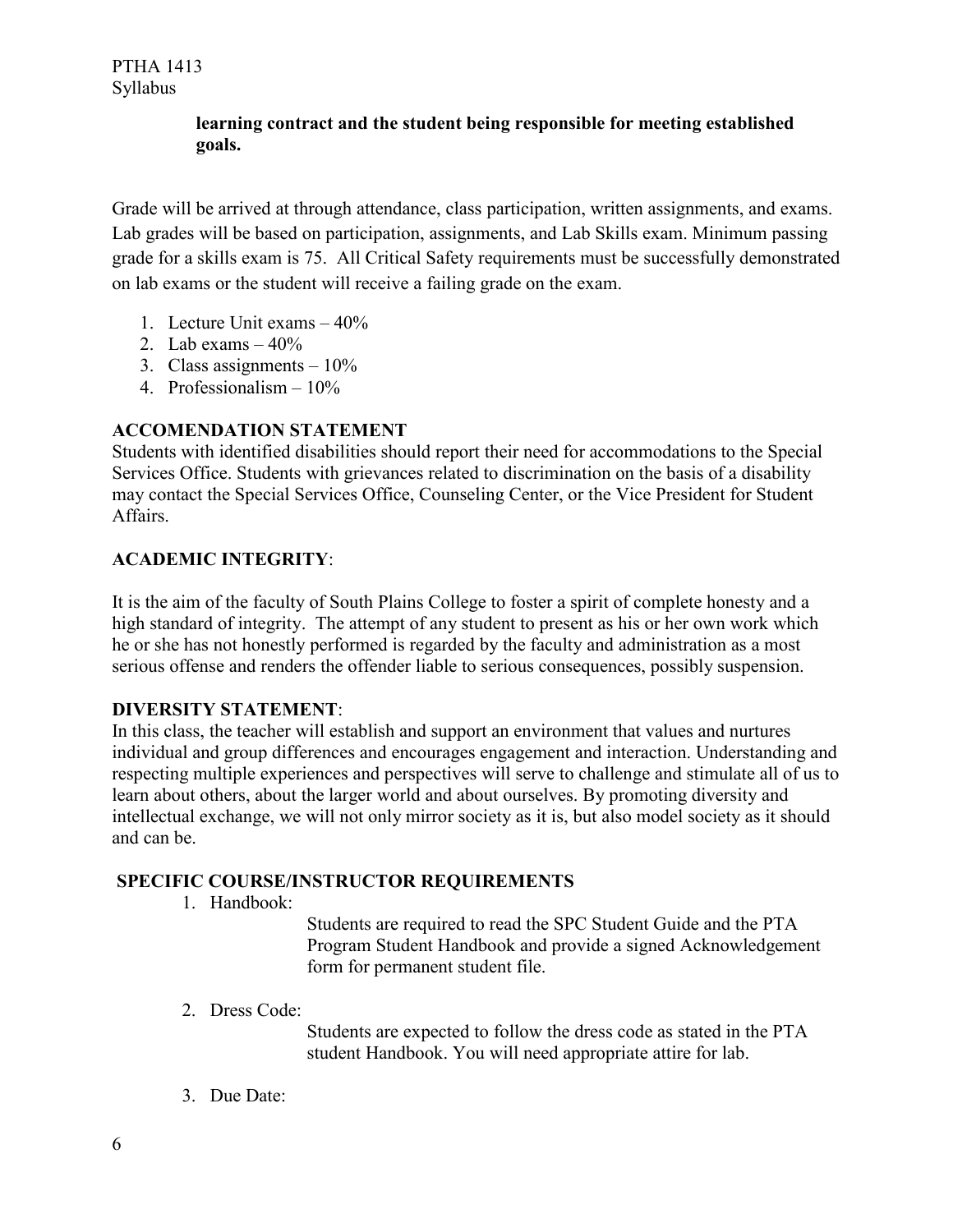**learning contract and the student being responsible for meeting established goals.**

Grade will be arrived at through attendance, class participation, written assignments, and exams. Lab grades will be based on participation, assignments, and Lab Skills exam. Minimum passing grade for a skills exam is 75. All Critical Safety requirements must be successfully demonstrated on lab exams or the student will receive a failing grade on the exam.

1. Lecture Unit exams – 40%
2. Lab exams – 40%
3. Class assignments – 10%
4. Professionalism – 10%

**ACCOMENDATION STATEMENT**

Students with identified disabilities should report their need for accommodations to the Special Services Office. Students with grievances related to discrimination on the basis of a disability may contact the Special Services Office, Counseling Center, or the Vice President for Student Affairs.

**ACADEMIC INTEGRITY**:

It is the aim of the faculty of South Plains College to foster a spirit of complete honesty and a high standard of integrity. The attempt of any student to present as his or her own work which he or she has not honestly performed is regarded by the faculty and administration as a most serious offense and renders the offender liable to serious consequences, possibly suspension.

**DIVERSITY STATEMENT**:

In this class, the teacher will establish and support an environment that values and nurtures individual and group differences and encourages engagement and interaction. Understanding and respecting multiple experiences and perspectives will serve to challenge and stimulate all of us to learn about others, about the larger world and about ourselves. By promoting diversity and intellectual exchange, we will not only mirror society as it is, but also model society as it should and can be.

**SPECIFIC COURSE/INSTRUCTOR REQUIREMENTS**

1. Handbook:

   Students are required to read the SPC Student Guide and the PTA Program Student Handbook and provide a signed Acknowledgement form for permanent student file.

2. Dress Code:

   Students are expected to follow the dress code as stated in the PTA student Handbook. You will need appropriate attire for lab.

3. Due Date: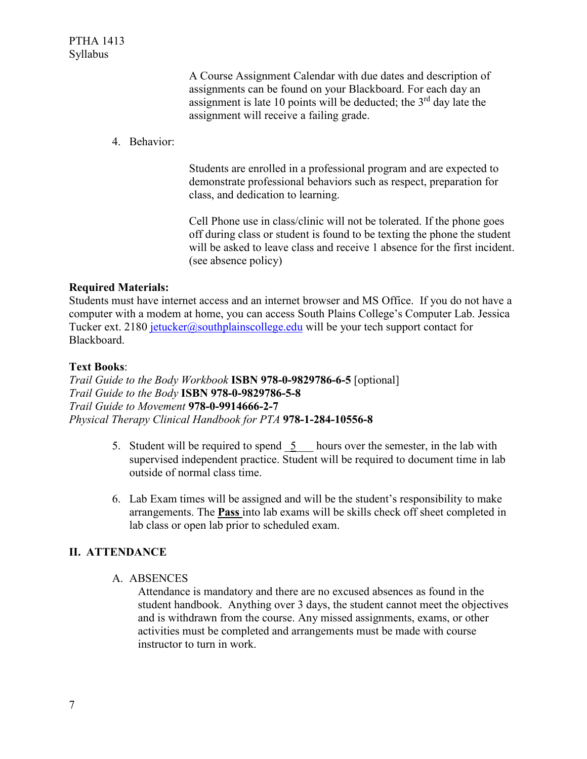A Course Assignment Calendar with due dates and description of assignments can be found on your Blackboard. For each day an assignment is late 10 points will be deducted; the 3rd day late the assignment will receive a failing grade.

4. Behavior:

   Students are enrolled in a professional program and are expected to demonstrate professional behaviors such as respect, preparation for class, and dedication to learning.

   Cell Phone use in class/clinic will not be tolerated. If the phone goes off during class or student is found to be texting the phone the student will be asked to leave class and receive 1 absence for the first incident. (see absence policy)

**Required Materials:**
Students must have internet access and an internet browser and MS Office. If you do not have a computer with a modem at home, you can access South Plains College's Computer Lab. Jessica Tucker ext. 2180 jetucker@southplainscollege.edu will be your tech support contact for Blackboard.

**Text Books**:
*Trail Guide to the Body Workbook* **ISBN 978-0-9829786-6-5** [optional]
*Trail Guide to the Body* **ISBN 978-0-9829786-5-8**
*Trail Guide to Movement* **978-0-9914666-2-7**
*Physical Therapy Clinical Handbook for PTA* **978-1-284-10556-8**

5. Student will be required to spend _5___ hours over the semester, in the lab with supervised independent practice. Student will be required to document time in lab outside of normal class time.

6. Lab Exam times will be assigned and will be the student's responsibility to make arrangements. The **Pass** into lab exams will be skills check off sheet completed in lab class or open lab prior to scheduled exam.

## II. ATTENDANCE

A. ABSENCES

Attendance is mandatory and there are no excused absences as found in the student handbook. Anything over 3 days, the student cannot meet the objectives and is withdrawn from the course. Any missed assignments, exams, or other activities must be completed and arrangements must be made with course instructor to turn in work.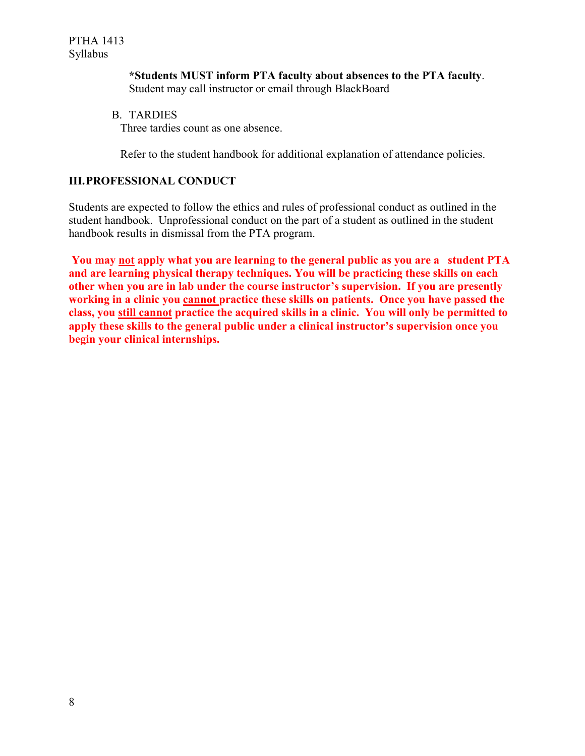**\*Students MUST inform PTA faculty about absences to the PTA faculty**.
Student may call instructor or email through BlackBoard

B. TARDIES

Three tardies count as one absence.

Refer to the student handbook for additional explanation of attendance policies.

## III. PROFESSIONAL CONDUCT

Students are expected to follow the ethics and rules of professional conduct as outlined in the student handbook. Unprofessional conduct on the part of a student as outlined in the student handbook results in dismissal from the PTA program.

**You may <u>not</u> apply what you are learning to the general public as you are a student PTA and are learning physical therapy techniques. You will be practicing these skills on each other when you are in lab under the course instructor's supervision. If you are presently working in a clinic you <u>cannot</u> practice these skills on patients. Once you have passed the class, you <u>still cannot</u> practice the acquired skills in a clinic. You will only be permitted to apply these skills to the general public under a clinical instructor's supervision once you begin your clinical internships.**